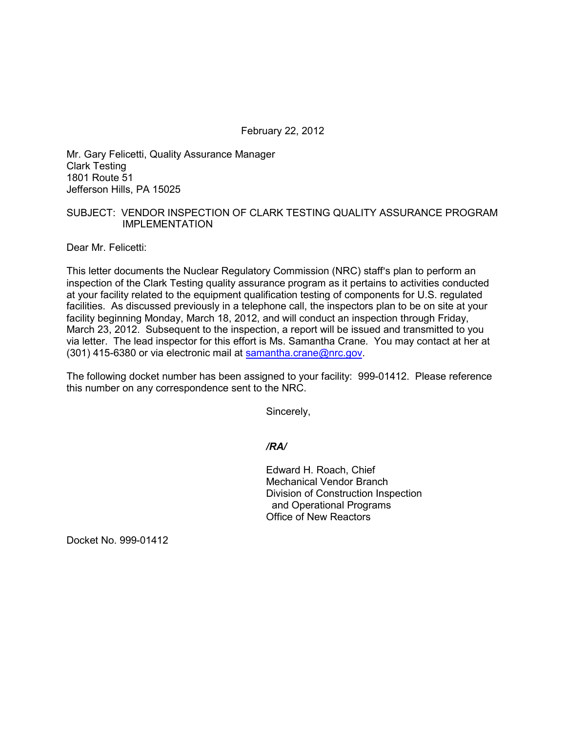February 22, 2012

Mr. Gary Felicetti, Quality Assurance Manager
Clark Testing
1801 Route 51
Jefferson Hills, PA 15025

SUBJECT: VENDOR INSPECTION OF CLARK TESTING QUALITY ASSURANCE PROGRAM IMPLEMENTATION

Dear Mr. Felicetti:

This letter documents the Nuclear Regulatory Commission (NRC) staff's plan to perform an inspection of the Clark Testing quality assurance program as it pertains to activities conducted at your facility related to the equipment qualification testing of components for U.S. regulated facilities. As discussed previously in a telephone call, the inspectors plan to be on site at your facility beginning Monday, March 18, 2012, and will conduct an inspection through Friday, March 23, 2012. Subsequent to the inspection, a report will be issued and transmitted to you via letter. The lead inspector for this effort is Ms. Samantha Crane. You may contact at her at (301) 415-6380 or via electronic mail at samantha.crane@nrc.gov.

The following docket number has been assigned to your facility: 999-01412. Please reference this number on any correspondence sent to the NRC.

Sincerely,

*/RA/*

Edward H. Roach, Chief
Mechanical Vendor Branch
Division of Construction Inspection and Operational Programs
Office of New Reactors

Docket No. 999-01412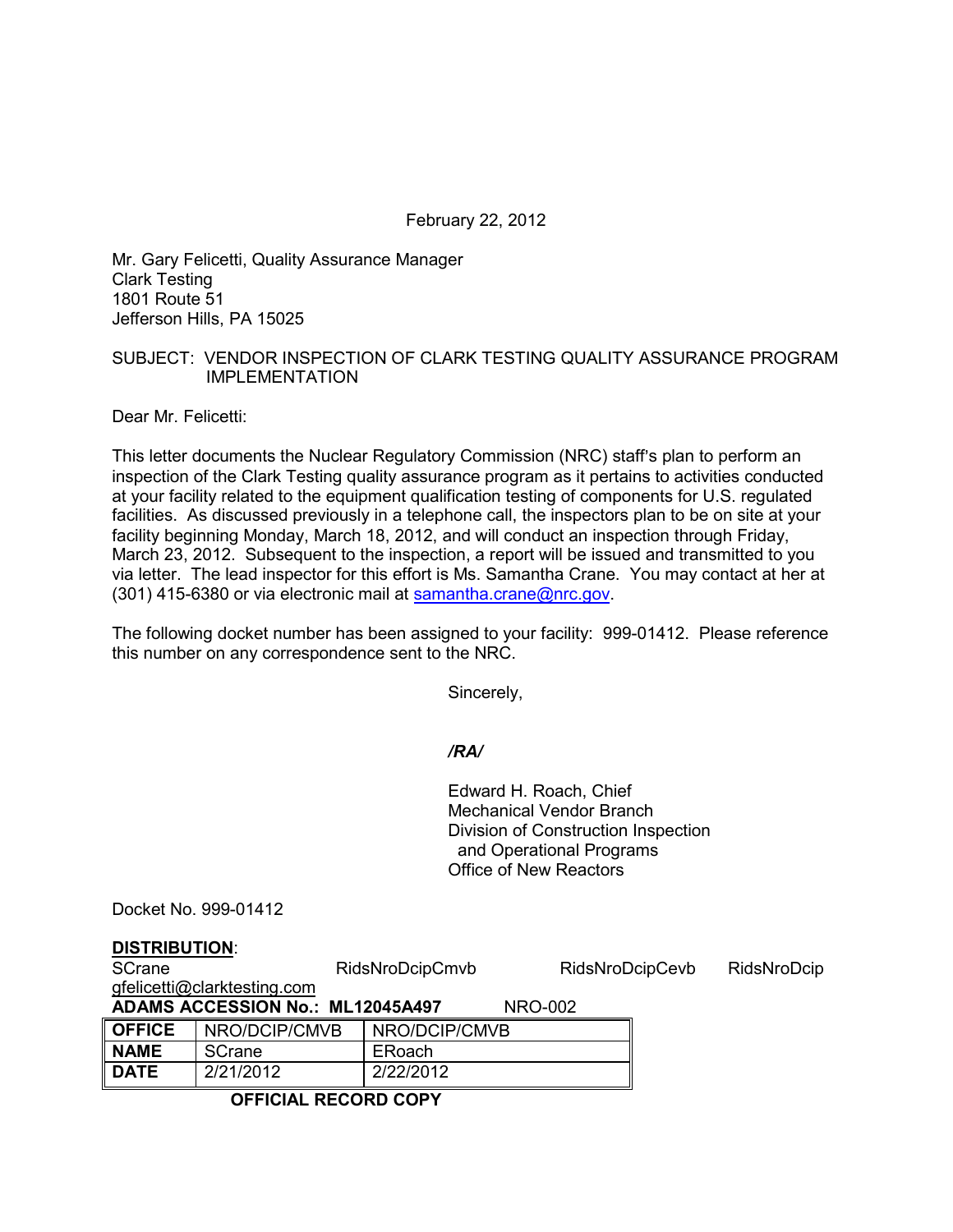February 22, 2012

Mr. Gary Felicetti, Quality Assurance Manager
Clark Testing
1801 Route 51
Jefferson Hills, PA 15025

SUBJECT: VENDOR INSPECTION OF CLARK TESTING QUALITY ASSURANCE PROGRAM IMPLEMENTATION

Dear Mr. Felicetti:

This letter documents the Nuclear Regulatory Commission (NRC) staff's plan to perform an inspection of the Clark Testing quality assurance program as it pertains to activities conducted at your facility related to the equipment qualification testing of components for U.S. regulated facilities. As discussed previously in a telephone call, the inspectors plan to be on site at your facility beginning Monday, March 18, 2012, and will conduct an inspection through Friday, March 23, 2012. Subsequent to the inspection, a report will be issued and transmitted to you via letter. The lead inspector for this effort is Ms. Samantha Crane. You may contact at her at (301) 415-6380 or via electronic mail at samantha.crane@nrc.gov.

The following docket number has been assigned to your facility: 999-01412. Please reference this number on any correspondence sent to the NRC.

Sincerely,

*/RA/*

Edward H. Roach, Chief
Mechanical Vendor Branch
Division of Construction Inspection
and Operational Programs
Office of New Reactors

Docket No. 999-01412

**DISTRIBUTION**:
SCrane RidsNroDcipCmvb RidsNroDcipCevb RidsNroDcip
gfelicetti@clarktesting.com

**ADAMS ACCESSION No.: ML12045A497** NRO-002

| **OFFICE** | NRO/DCIP/CMVB | NRO/DCIP/CMVB |
|---|---|---|
| **NAME** | SCrane | ERoach |
| **DATE** | 2/21/2012 | 2/22/2012 |

**OFFICIAL RECORD COPY**